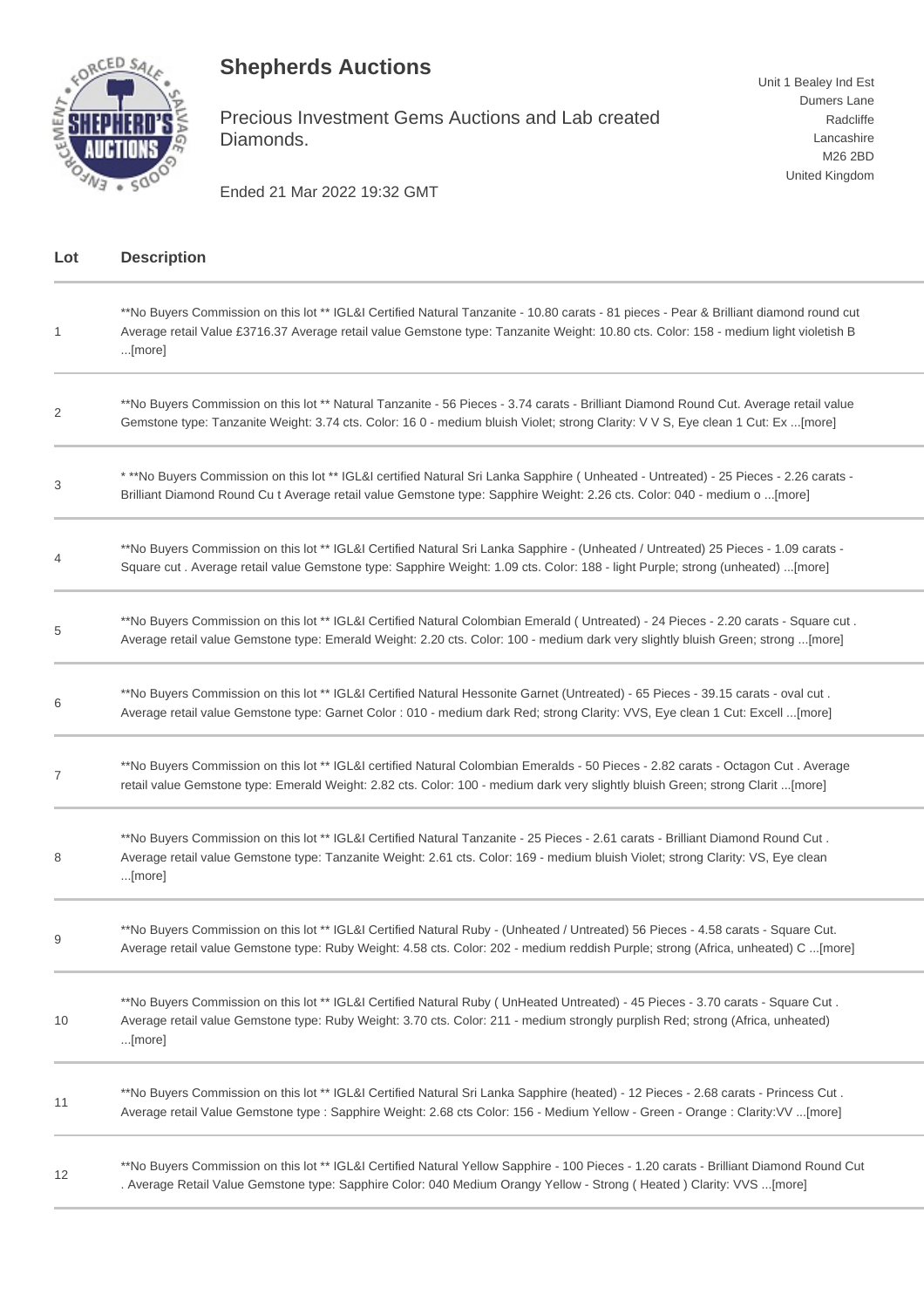# Shepherds Auctions

Precious Investment Gems Auctions and Lab created Diamonds.

Ended 21 Mar 2022 19:32 GMT

Unit 1 Bealey Ind Est
Dumers Lane
Radcliffe
Lancashire
M26 2BD
United Kingdom

| Lot | Description |
|---|---|
| 1 | **No Buyers Commission on this lot ** IGL&I Certified Natural Tanzanite - 10.80 carats - 81 pieces - Pear & Brilliant diamond round cut Average retail Value £3716.37 Average retail value Gemstone type: Tanzanite Weight: 10.80 cts. Color: 158 - medium light violetish B ...[more] |
| 2 | **No Buyers Commission on this lot ** Natural Tanzanite - 56 Pieces - 3.74 carats - Brilliant Diamond Round Cut. Average retail value Gemstone type: Tanzanite Weight: 3.74 cts. Color: 16 0 - medium bluish Violet; strong Clarity: V V S, Eye clean 1 Cut: Ex ...[more] |
| 3 | * **No Buyers Commission on this lot ** IGL&I certified Natural Sri Lanka Sapphire ( Unheated - Untreated) - 25 Pieces - 2.26 carats - Brilliant Diamond Round Cu t Average retail value Gemstone type: Sapphire Weight: 2.26 cts. Color: 040 - medium o ...[more] |
| 4 | **No Buyers Commission on this lot ** IGL&I Certified Natural Sri Lanka Sapphire - (Unheated / Untreated) 25 Pieces - 1.09 carats - Square cut . Average retail value Gemstone type: Sapphire Weight: 1.09 cts. Color: 188 - light Purple; strong (unheated) ...[more] |
| 5 | **No Buyers Commission on this lot ** IGL&I Certified Natural Colombian Emerald ( Untreated) - 24 Pieces - 2.20 carats - Square cut . Average retail value Gemstone type: Emerald Weight: 2.20 cts. Color: 100 - medium dark very slightly bluish Green; strong ...[more] |
| 6 | **No Buyers Commission on this lot ** IGL&I Certified Natural Hessonite Garnet (Untreated) - 65 Pieces - 39.15 carats - oval cut . Average retail value Gemstone type: Garnet Color : 010 - medium dark Red; strong Clarity: VVS, Eye clean 1 Cut: Excell ...[more] |
| 7 | **No Buyers Commission on this lot ** IGL&I certified Natural Colombian Emeralds - 50 Pieces - 2.82 carats - Octagon Cut . Average retail value Gemstone type: Emerald Weight: 2.82 cts. Color: 100 - medium dark very slightly bluish Green; strong Clarit ...[more] |
| 8 | **No Buyers Commission on this lot ** IGL&I Certified Natural Tanzanite - 25 Pieces - 2.61 carats - Brilliant Diamond Round Cut . Average retail value Gemstone type: Tanzanite Weight: 2.61 cts. Color: 169 - medium bluish Violet; strong Clarity: VS, Eye clean ...[more] |
| 9 | **No Buyers Commission on this lot ** IGL&I Certified Natural Ruby - (Unheated / Untreated) 56 Pieces - 4.58 carats - Square Cut. Average retail value Gemstone type: Ruby Weight: 4.58 cts. Color: 202 - medium reddish Purple; strong (Africa, unheated) C ...[more] |
| 10 | **No Buyers Commission on this lot ** IGL&I Certified Natural Ruby ( UnHeated Untreated) - 45 Pieces - 3.70 carats - Square Cut . Average retail value Gemstone type: Ruby Weight: 3.70 cts. Color: 211 - medium strongly purplish Red; strong (Africa, unheated) ...[more] |
| 11 | **No Buyers Commission on this lot ** IGL&I Certified Natural Sri Lanka Sapphire (heated) - 12 Pieces - 2.68 carats - Princess Cut . Average retail Value Gemstone type : Sapphire Weight: 2.68 cts Color: 156 - Medium Yellow - Green - Orange : Clarity:VV ...[more] |
| 12 | **No Buyers Commission on this lot ** IGL&I Certified Natural Yellow Sapphire - 100 Pieces - 1.20 carats - Brilliant Diamond Round Cut . Average Retail Value Gemstone type: Sapphire Color: 040 Medium Orangy Yellow - Strong ( Heated ) Clarity: VVS ...[more] |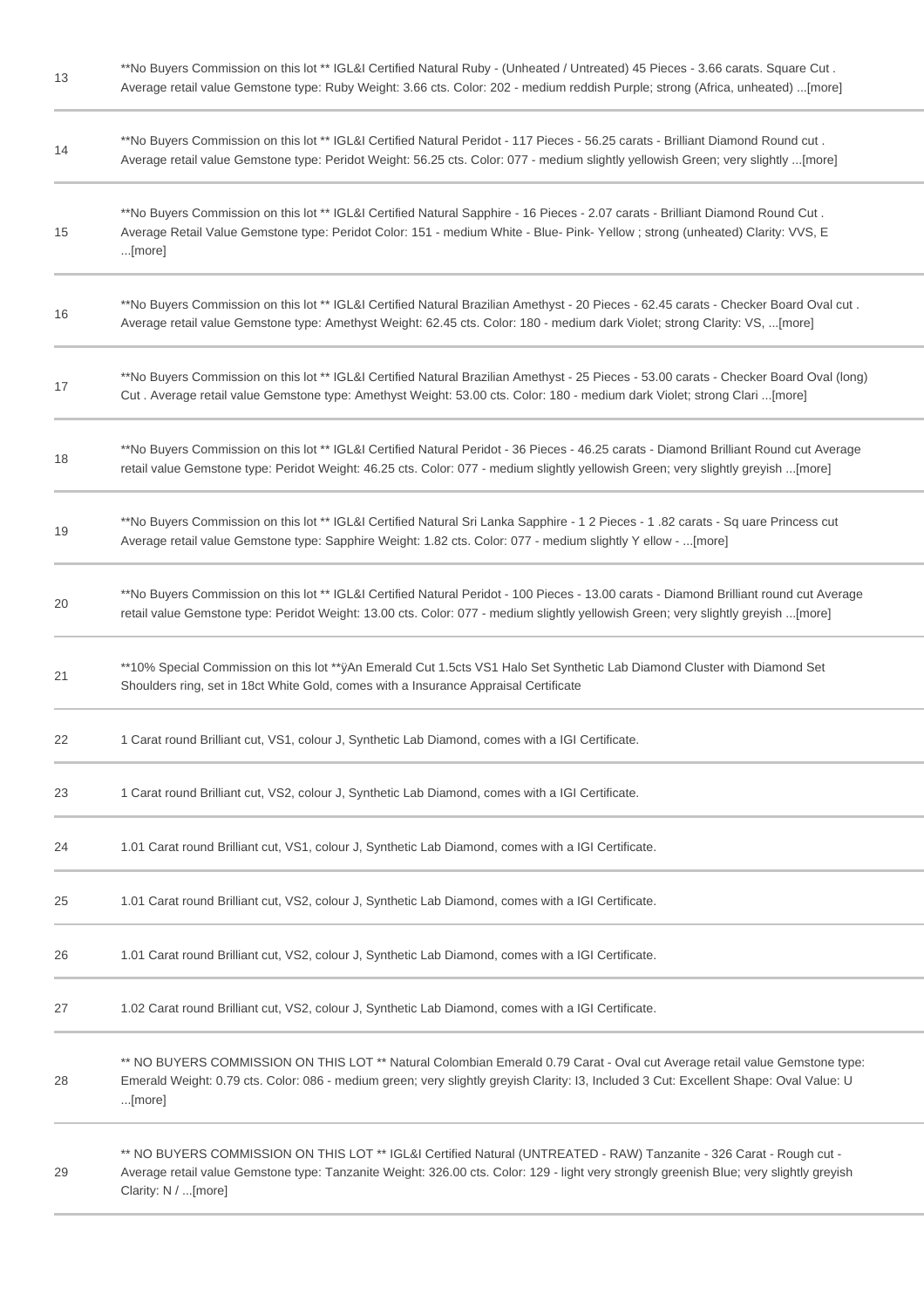| | |
|---|---|
| 13 | **No Buyers Commission on this lot ** IGL&I Certified Natural Ruby - (Unheated / Untreated) 45 Pieces - 3.66 carats. Square Cut . Average retail value Gemstone type: Ruby Weight: 3.66 cts. Color: 202 - medium reddish Purple; strong (Africa, unheated) ...[more] |
| 14 | **No Buyers Commission on this lot ** IGL&I Certified Natural Peridot - 117 Pieces - 56.25 carats - Brilliant Diamond Round cut . Average retail value Gemstone type: Peridot Weight: 56.25 cts. Color: 077 - medium slightly yellowish Green; very slightly ...[more] |
| 15 | **No Buyers Commission on this lot ** IGL&I Certified Natural Sapphire - 16 Pieces - 2.07 carats - Brilliant Diamond Round Cut . Average Retail Value Gemstone type: Peridot Color: 151 - medium White - Blue- Pink- Yellow ; strong (unheated) Clarity: VVS, E ...[more] |
| 16 | **No Buyers Commission on this lot ** IGL&I Certified Natural Brazilian Amethyst - 20 Pieces - 62.45 carats - Checker Board Oval cut . Average retail value Gemstone type: Amethyst Weight: 62.45 cts. Color: 180 - medium dark Violet; strong Clarity: VS, ...[more] |
| 17 | **No Buyers Commission on this lot ** IGL&I Certified Natural Brazilian Amethyst - 25 Pieces - 53.00 carats - Checker Board Oval (long) Cut . Average retail value Gemstone type: Amethyst Weight: 53.00 cts. Color: 180 - medium dark Violet; strong Clari ...[more] |
| 18 | **No Buyers Commission on this lot ** IGL&I Certified Natural Peridot - 36 Pieces - 46.25 carats - Diamond Brilliant Round cut Average retail value Gemstone type: Peridot Weight: 46.25 cts. Color: 077 - medium slightly yellowish Green; very slightly greyish ...[more] |
| 19 | **No Buyers Commission on this lot ** IGL&I Certified Natural Sri Lanka Sapphire - 1 2 Pieces - 1 .82 carats - Sq uare Princess cut Average retail value Gemstone type: Sapphire Weight: 1.82 cts. Color: 077 - medium slightly Y ellow - ...[more] |
| 20 | **No Buyers Commission on this lot ** IGL&I Certified Natural Peridot - 100 Pieces - 13.00 carats - Diamond Brilliant round cut Average retail value Gemstone type: Peridot Weight: 13.00 cts. Color: 077 - medium slightly yellowish Green; very slightly greyish ...[more] |
| 21 | **10% Special Commission on this lot **ÿAn Emerald Cut 1.5cts VS1 Halo Set Synthetic Lab Diamond Cluster with Diamond Set Shoulders ring, set in 18ct White Gold, comes with a Insurance Appraisal Certificate |
| 22 | 1 Carat round Brilliant cut, VS1, colour J, Synthetic Lab Diamond, comes with a IGI Certificate. |
| 23 | 1 Carat round Brilliant cut, VS2, colour J, Synthetic Lab Diamond, comes with a IGI Certificate. |
| 24 | 1.01 Carat round Brilliant cut, VS1, colour J, Synthetic Lab Diamond, comes with a IGI Certificate. |
| 25 | 1.01 Carat round Brilliant cut, VS2, colour J, Synthetic Lab Diamond, comes with a IGI Certificate. |
| 26 | 1.01 Carat round Brilliant cut, VS2, colour J, Synthetic Lab Diamond, comes with a IGI Certificate. |
| 27 | 1.02 Carat round Brilliant cut, VS2, colour J, Synthetic Lab Diamond, comes with a IGI Certificate. |
| 28 | ** NO BUYERS COMMISSION ON THIS LOT ** Natural Colombian Emerald 0.79 Carat - Oval cut Average retail value Gemstone type: Emerald Weight: 0.79 cts. Color: 086 - medium green; very slightly greyish Clarity: I3, Included 3 Cut: Excellent Shape: Oval Value: U ...[more] |
| 29 | ** NO BUYERS COMMISSION ON THIS LOT ** IGL&I Certified Natural (UNTREATED - RAW) Tanzanite - 326 Carat - Rough cut - Average retail value Gemstone type: Tanzanite Weight: 326.00 cts. Color: 129 - light very strongly greenish Blue; very slightly greyish Clarity: N / ...[more] |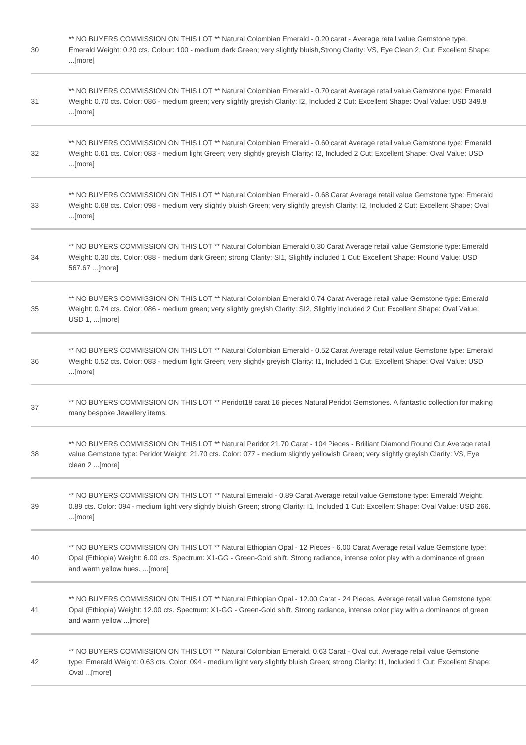| | |
|---|---|
| 30 | ** NO BUYERS COMMISSION ON THIS LOT ** Natural Colombian Emerald - 0.20 carat - Average retail value Gemstone type: Emerald Weight: 0.20 cts. Colour: 100 - medium dark Green; very slightly bluish,Strong Clarity: VS, Eye Clean 2, Cut: Excellent Shape: ...[more] |
| 31 | ** NO BUYERS COMMISSION ON THIS LOT ** Natural Colombian Emerald - 0.70 carat Average retail value Gemstone type: Emerald Weight: 0.70 cts. Color: 086 - medium green; very slightly greyish Clarity: I2, Included 2 Cut: Excellent Shape: Oval Value: USD 349.8 ...[more] |
| 32 | ** NO BUYERS COMMISSION ON THIS LOT ** Natural Colombian Emerald - 0.60 carat Average retail value Gemstone type: Emerald Weight: 0.61 cts. Color: 083 - medium light Green; very slightly greyish Clarity: I2, Included 2 Cut: Excellent Shape: Oval Value: USD ...[more] |
| 33 | ** NO BUYERS COMMISSION ON THIS LOT ** Natural Colombian Emerald - 0.68 Carat Average retail value Gemstone type: Emerald Weight: 0.68 cts. Color: 098 - medium very slightly bluish Green; very slightly greyish Clarity: I2, Included 2 Cut: Excellent Shape: Oval ...[more] |
| 34 | ** NO BUYERS COMMISSION ON THIS LOT ** Natural Colombian Emerald 0.30 Carat Average retail value Gemstone type: Emerald Weight: 0.30 cts. Color: 088 - medium dark Green; strong Clarity: SI1, Slightly included 1 Cut: Excellent Shape: Round Value: USD 567.67 ...[more] |
| 35 | ** NO BUYERS COMMISSION ON THIS LOT ** Natural Colombian Emerald 0.74 Carat Average retail value Gemstone type: Emerald Weight: 0.74 cts. Color: 086 - medium green; very slightly greyish Clarity: SI2, Slightly included 2 Cut: Excellent Shape: Oval Value: USD 1, ...[more] |
| 36 | ** NO BUYERS COMMISSION ON THIS LOT ** Natural Colombian Emerald - 0.52 Carat Average retail value Gemstone type: Emerald Weight: 0.52 cts. Color: 083 - medium light Green; very slightly greyish Clarity: I1, Included 1 Cut: Excellent Shape: Oval Value: USD ...[more] |
| 37 | ** NO BUYERS COMMISSION ON THIS LOT ** Peridot18 carat 16 pieces Natural Peridot Gemstones. A fantastic collection for making many bespoke Jewellery items. |
| 38 | ** NO BUYERS COMMISSION ON THIS LOT ** Natural Peridot 21.70 Carat - 104 Pieces - Brilliant Diamond Round Cut Average retail value Gemstone type: Peridot Weight: 21.70 cts. Color: 077 - medium slightly yellowish Green; very slightly greyish Clarity: VS, Eye clean 2 ...[more] |
| 39 | ** NO BUYERS COMMISSION ON THIS LOT ** Natural Emerald - 0.89 Carat Average retail value Gemstone type: Emerald Weight: 0.89 cts. Color: 094 - medium light very slightly bluish Green; strong Clarity: I1, Included 1 Cut: Excellent Shape: Oval Value: USD 266. ...[more] |
| 40 | ** NO BUYERS COMMISSION ON THIS LOT ** Natural Ethiopian Opal - 12 Pieces - 6.00 Carat Average retail value Gemstone type: Opal (Ethiopia) Weight: 6.00 cts. Spectrum: X1-GG - Green-Gold shift. Strong radiance, intense color play with a dominance of green and warm yellow hues. ...[more] |
| 41 | ** NO BUYERS COMMISSION ON THIS LOT ** Natural Ethiopian Opal - 12.00 Carat - 24 Pieces. Average retail value Gemstone type: Opal (Ethiopia) Weight: 12.00 cts. Spectrum: X1-GG - Green-Gold shift. Strong radiance, intense color play with a dominance of green and warm yellow ...[more] |
| 42 | ** NO BUYERS COMMISSION ON THIS LOT ** Natural Colombian Emerald. 0.63 Carat - Oval cut. Average retail value Gemstone type: Emerald Weight: 0.63 cts. Color: 094 - medium light very slightly bluish Green; strong Clarity: I1, Included 1 Cut: Excellent Shape: Oval ...[more] |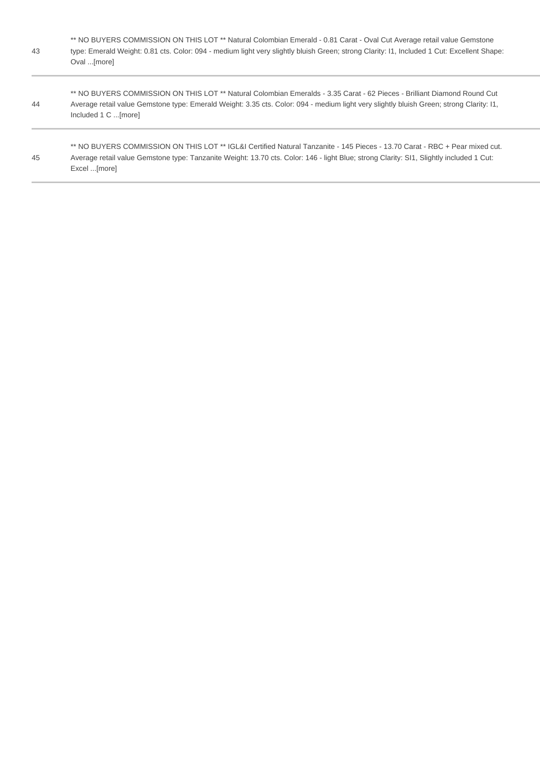| | |
|---|---|
| 43 | ** NO BUYERS COMMISSION ON THIS LOT ** Natural Colombian Emerald - 0.81 Carat - Oval Cut Average retail value Gemstone type: Emerald Weight: 0.81 cts. Color: 094 - medium light very slightly bluish Green; strong Clarity: I1, Included 1 Cut: Excellent Shape: Oval ...[more] |
| 44 | ** NO BUYERS COMMISSION ON THIS LOT ** Natural Colombian Emeralds - 3.35 Carat - 62 Pieces - Brilliant Diamond Round Cut Average retail value Gemstone type: Emerald Weight: 3.35 cts. Color: 094 - medium light very slightly bluish Green; strong Clarity: I1, Included 1 C ...[more] |
| 45 | ** NO BUYERS COMMISSION ON THIS LOT ** IGL&I Certified Natural Tanzanite - 145 Pieces - 13.70 Carat - RBC + Pear mixed cut. Average retail value Gemstone type: Tanzanite Weight: 13.70 cts. Color: 146 - light Blue; strong Clarity: SI1, Slightly included 1 Cut: Excel ...[more] |